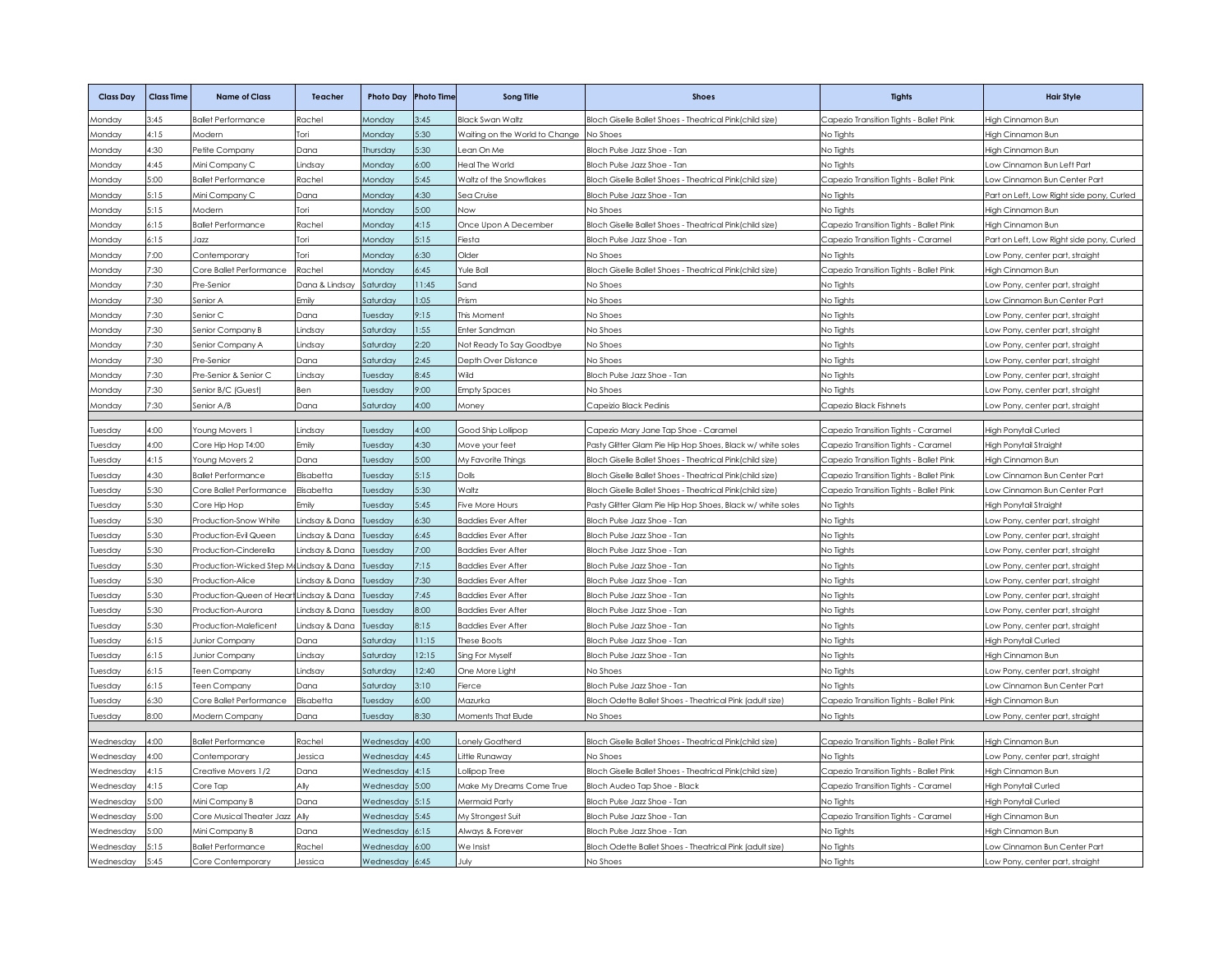| Class Day | Class Time | Name of Class | Teacher | Photo Day | Photo Time | Song Title | Shoes | Tights | Hair Style |
|---|---|---|---|---|---|---|---|---|---|
| Monday | 3:45 | Ballet Performance | Rachel | Monday | 3:45 | Black Swan Waltz | Bloch Giselle Ballet Shoes - Theatrical Pink(child size) | Capezio Transition Tights - Ballet Pink | High Cinnamon Bun |
| Monday | 4:15 | Modern | Tori | Monday | 5:30 | Waiting on the World to Change | No Shoes | No Tights | High Cinnamon Bun |
| Monday | 4:30 | Petite Company | Dana | Thursday | 5:30 | Lean On Me | Bloch Pulse Jazz Shoe - Tan | No Tights | High Cinnamon Bun |
| Monday | 4:45 | Mini Company C | Lindsay | Monday | 6:00 | Heal The World | Bloch Pulse Jazz Shoe - Tan | No Tights | Low Cinnamon Bun Left Part |
| Monday | 5:00 | Ballet Performance | Rachel | Monday | 5:45 | Waltz of the Snowflakes | Bloch Giselle Ballet Shoes - Theatrical Pink(child size) | Capezio Transition Tights - Ballet Pink | Low Cinnamon Bun Center Part |
| Monday | 5:15 | Mini Company C | Dana | Monday | 4:30 | Sea Cruise | Bloch Pulse Jazz Shoe - Tan | No Tights | Part on Left, Low Right side pony, Curled |
| Monday | 5:15 | Modern | Tori | Monday | 5:00 | Now | No Shoes | No Tights | High Cinnamon Bun |
| Monday | 6:15 | Ballet Performance | Rachel | Monday | 4:15 | Once Upon A December | Bloch Giselle Ballet Shoes - Theatrical Pink(child size) | Capezio Transition Tights - Ballet Pink | High Cinnamon Bun |
| Monday | 6:15 | Jazz | Tori | Monday | 5:15 | Fiesta | Bloch Pulse Jazz Shoe - Tan | Capezio Transition Tights - Caramel | Part on Left, Low Right side pony, Curled |
| Monday | 7:00 | Contemporary | Tori | Monday | 6:30 | Older | No Shoes | No Tights | Low Pony, center part, straight |
| Monday | 7:30 | Core Ballet Performance | Rachel | Monday | 6:45 | Yule Ball | Bloch Giselle Ballet Shoes - Theatrical Pink(child size) | Capezio Transition Tights - Ballet Pink | High Cinnamon Bun |
| Monday | 7:30 | Pre-Senior | Dana & Lindsay | Saturday | 11:45 | Sand | No Shoes | No Tights | Low Pony, center part, straight |
| Monday | 7:30 | Senior A | Emily | Saturday | 1:05 | Prism | No Shoes | No Tights | Low Cinnamon Bun Center Part |
| Monday | 7:30 | Senior C | Dana | Tuesday | 9:15 | This Moment | No Shoes | No Tights | Low Pony, center part, straight |
| Monday | 7:30 | Senior Company B | Lindsay | Saturday | 1:55 | Enter Sandman | No Shoes | No Tights | Low Pony, center part, straight |
| Monday | 7:30 | Senior Company A | Lindsay | Saturday | 2:20 | Not Ready To Say Goodbye | No Shoes | No Tights | Low Pony, center part, straight |
| Monday | 7:30 | Pre-Senior | Dana | Saturday | 2:45 | Depth Over Distance | No Shoes | No Tights | Low Pony, center part, straight |
| Monday | 7:30 | Pre-Senior & Senior C | Lindsay | Tuesday | 8:45 | Wild | Bloch Pulse Jazz Shoe - Tan | No Tights | Low Pony, center part, straight |
| Monday | 7:30 | Senior B/C (Guest) | Ben | Tuesday | 9:00 | Empty Spaces | No Shoes | No Tights | Low Pony, center part, straight |
| Monday | 7:30 | Senior A/B | Dana | Saturday | 4:00 | Money | Capeizio Black Pedinis | Capezio Black Fishnets | Low Pony, center part, straight |
| | | | | | | | | | |
| Tuesday | 4:00 | Young Movers 1 | Lindsay | Tuesday | 4:00 | Good Ship Lollipop | Capezio Mary Jane Tap Shoe - Caramel | Capezio Transition Tights - Caramel | High Ponytail Curled |
| Tuesday | 4:00 | Core Hip Hop T4:00 | Emily | Tuesday | 4:30 | Move your feet | Pasty Glitter Glam Pie Hip Hop Shoes, Black w/ white soles | Capezio Transition Tights - Caramel | High Ponytail Straight |
| Tuesday | 4:15 | Young Movers 2 | Dana | Tuesday | 5:00 | My Favorite Things | Bloch Giselle Ballet Shoes - Theatrical Pink(child size) | Capezio Transition Tights - Ballet Pink | High Cinnamon Bun |
| Tuesday | 4:30 | Ballet Performance | Elisabetta | Tuesday | 5:15 | Dolls | Bloch Giselle Ballet Shoes - Theatrical Pink(child size) | Capezio Transition Tights - Ballet Pink | Low Cinnamon Bun Center Part |
| Tuesday | 5:30 | Core Ballet Performance | Elisabetta | Tuesday | 5:30 | Waltz | Bloch Giselle Ballet Shoes - Theatrical Pink(child size) | Capezio Transition Tights - Ballet Pink | Low Cinnamon Bun Center Part |
| Tuesday | 5:30 | Core Hip Hop | Emily | Tuesday | 5:45 | Five More Hours | Pasty Glitter Glam Pie Hip Hop Shoes, Black w/ white soles | No Tights | High Ponytail Straight |
| Tuesday | 5:30 | Production-Snow White | Lindsay & Dana | Tuesday | 6:30 | Baddies Ever After | Bloch Pulse Jazz Shoe - Tan | No Tights | Low Pony, center part, straight |
| Tuesday | 5:30 | Production-Evil Queen | Lindsay & Dana | Tuesday | 6:45 | Baddies Ever After | Bloch Pulse Jazz Shoe - Tan | No Tights | Low Pony, center part, straight |
| Tuesday | 5:30 | Production-Cinderella | Lindsay & Dana | Tuesday | 7:00 | Baddies Ever After | Bloch Pulse Jazz Shoe - Tan | No Tights | Low Pony, center part, straight |
| Tuesday | 5:30 | Production-Wicked Step M | Lindsay & Dana | Tuesday | 7:15 | Baddies Ever After | Bloch Pulse Jazz Shoe - Tan | No Tights | Low Pony, center part, straight |
| Tuesday | 5:30 | Production-Alice | Lindsay & Dana | Tuesday | 7:30 | Baddies Ever After | Bloch Pulse Jazz Shoe - Tan | No Tights | Low Pony, center part, straight |
| Tuesday | 5:30 | Production-Queen of Heart | Lindsay & Dana | Tuesday | 7:45 | Baddies Ever After | Bloch Pulse Jazz Shoe - Tan | No Tights | Low Pony, center part, straight |
| Tuesday | 5:30 | Production-Aurora | Lindsay & Dana | Tuesday | 8:00 | Baddies Ever After | Bloch Pulse Jazz Shoe - Tan | No Tights | Low Pony, center part, straight |
| Tuesday | 5:30 | Production-Maleficent | Lindsay & Dana | Tuesday | 8:15 | Baddies Ever After | Bloch Pulse Jazz Shoe - Tan | No Tights | Low Pony, center part, straight |
| Tuesday | 6:15 | Junior Company | Dana | Saturday | 11:15 | These Boots | Bloch Pulse Jazz Shoe - Tan | No Tights | High Ponytail Curled |
| Tuesday | 6:15 | Junior Company | Lindsay | Saturday | 12:15 | Sing For Myself | Bloch Pulse Jazz Shoe - Tan | No Tights | High Cinnamon Bun |
| Tuesday | 6:15 | Teen Company | Lindsay | Saturday | 12:40 | One More Light | No Shoes | No Tights | Low Pony, center part, straight |
| Tuesday | 6:15 | Teen Company | Dana | Saturday | 3:10 | Fierce | Bloch Pulse Jazz Shoe - Tan | No Tights | Low Cinnamon Bun Center Part |
| Tuesday | 6:30 | Core Ballet Performance | Elisabetta | Tuesday | 6:00 | Mazurka | Bloch Odette Ballet Shoes - Theatrical Pink (adult size) | Capezio Transition Tights - Ballet Pink | High Cinnamon Bun |
| Tuesday | 8:00 | Modern Company | Dana | Tuesday | 8:30 | Moments That Bude | No Shoes | No Tights | Low Pony, center part, straight |
| | | | | | | | | | |
| Wednesday | 4:00 | Ballet Performance | Rachel | Wednesday | 4:00 | Lonely Goatherd | Bloch Giselle Ballet Shoes - Theatrical Pink(child size) | Capezio Transition Tights - Ballet Pink | High Cinnamon Bun |
| Wednesday | 4:00 | Contemporary | Jessica | Wednesday | 4:45 | Little Runaway | No Shoes | No Tights | Low Pony, center part, straight |
| Wednesday | 4:15 | Creative Movers 1/2 | Dana | Wednesday | 4:15 | Lollipop Tree | Bloch Giselle Ballet Shoes - Theatrical Pink(child size) | Capezio Transition Tights - Ballet Pink | High Cinnamon Bun |
| Wednesday | 4:15 | Core Tap | Ally | Wednesday | 5:00 | Make My Dreams Come True | Bloch Audeo Tap Shoe - Black | Capezio Transition Tights - Caramel | High Ponytail Curled |
| Wednesday | 5:00 | Mini Company B | Dana | Wednesday | 5:15 | Mermaid Party | Bloch Pulse Jazz Shoe - Tan | No Tights | High Ponytail Curled |
| Wednesday | 5:00 | Core Musical Theater Jazz | Ally | Wednesday | 5:45 | My Strongest Suit | Bloch Pulse Jazz Shoe - Tan | Capezio Transition Tights - Caramel | High Cinnamon Bun |
| Wednesday | 5:00 | Mini Company B | Dana | Wednesday | 6:15 | Always & Forever | Bloch Pulse Jazz Shoe - Tan | No Tights | High Cinnamon Bun |
| Wednesday | 5:15 | Ballet Performance | Rachel | Wednesday | 6:00 | We Insist | Bloch Odette Ballet Shoes - Theatrical Pink (adult size) | No Tights | Low Cinnamon Bun Center Part |
| Wednesday | 5:45 | Core Contemporary | Jessica | Wednesday | 6:45 | July | No Shoes | No Tights | Low Pony, center part, straight |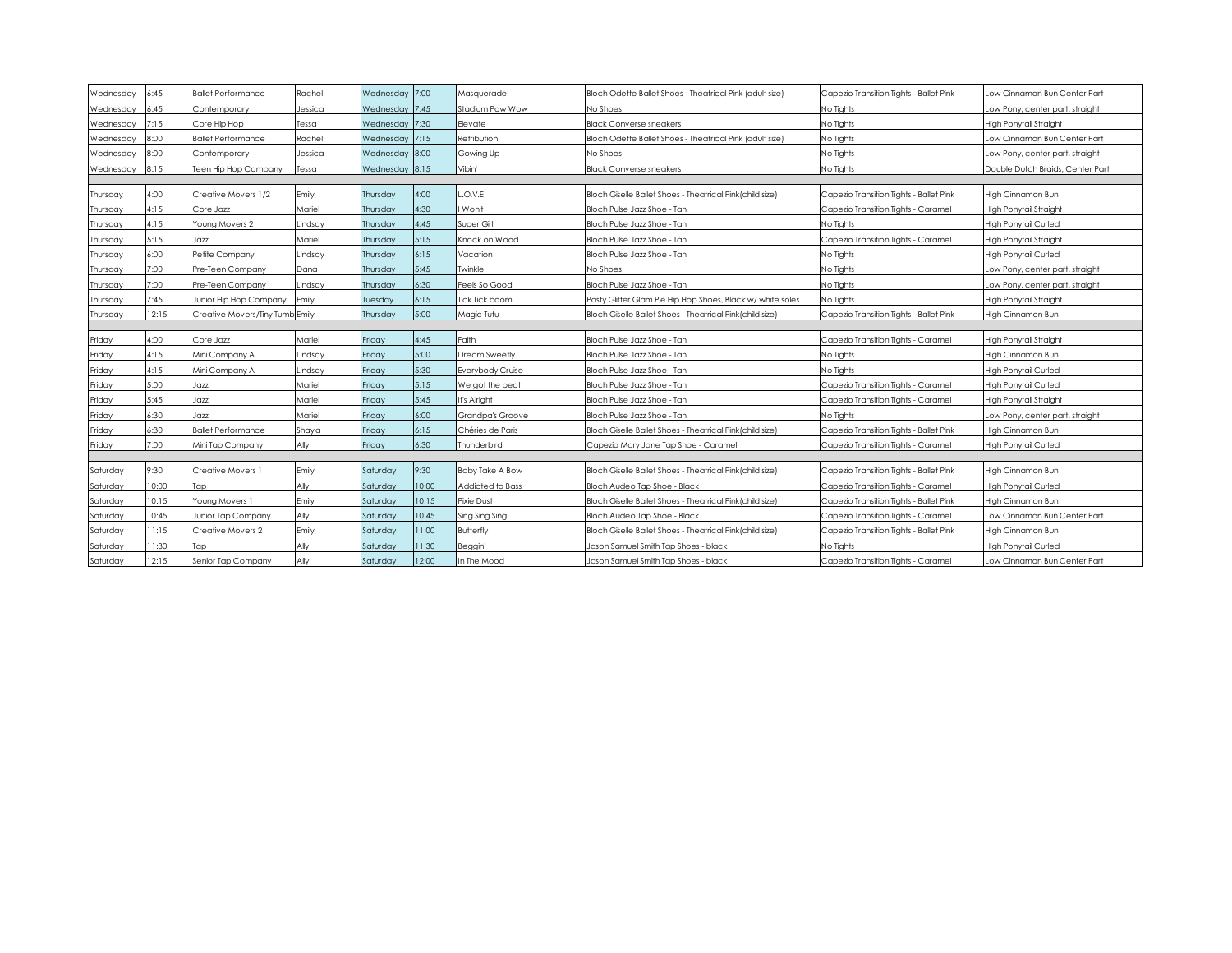| | | | | | | | | | |
|---|---|---|---|---|---|---|---|---|---|
| Wednesday | 6:45 | Ballet Performance | Rachel | Wednesday | 7:00 | Masquerade | Bloch Odette Ballet Shoes - Theatrical Pink (adult size) | Capezio Transition Tights - Ballet Pink | Low Cinnamon Bun Center Part |
| Wednesday | 6:45 | Contemporary | Jessica | Wednesday | 7:45 | Stadium Pow Wow | No Shoes | No Tights | Low Pony, center part, straight |
| Wednesday | 7:15 | Core Hip Hop | Tessa | Wednesday | 7:30 | Elevate | Black Converse sneakers | No Tights | High Ponytail Straight |
| Wednesday | 8:00 | Ballet Performance | Rachel | Wednesday | 7:15 | Retribution | Bloch Odette Ballet Shoes - Theatrical Pink (adult size) | No Tights | Low Cinnamon Bun Center Part |
| Wednesday | 8:00 | Contemporary | Jessica | Wednesday | 8:00 | Gowing Up | No Shoes | No Tights | Low Pony, center part, straight |
| Wednesday | 8:15 | Teen Hip Hop Company | Tessa | Wednesday | 8:15 | Vibin' | Black Converse sneakers | No Tights | Double Dutch Braids, Center Part |
| | | | | | | | | | |
| Thursday | 4:00 | Creative Movers 1/2 | Emily | Thursday | 4:00 | L.O.V.E | Bloch Giselle Ballet Shoes - Theatrical Pink(child size) | Capezio Transition Tights - Ballet Pink | High Cinnamon Bun |
| Thursday | 4:15 | Core Jazz | Mariel | Thursday | 4:30 | I Won't | Bloch Pulse Jazz Shoe - Tan | Capezio Transition Tights - Caramel | High Ponytail Straight |
| Thursday | 4:15 | Young Movers 2 | Lindsay | Thursday | 4:45 | Super Girl | Bloch Pulse Jazz Shoe - Tan | No Tights | High Ponytail Curled |
| Thursday | 5:15 | Jazz | Mariel | Thursday | 5:15 | Knock on Wood | Bloch Pulse Jazz Shoe - Tan | Capezio Transition Tights - Caramel | High Ponytail Straight |
| Thursday | 6:00 | Petite Company | Lindsay | Thursday | 6:15 | Vacation | Bloch Pulse Jazz Shoe - Tan | No Tights | High Ponytail Curled |
| Thursday | 7:00 | Pre-Teen Company | Dana | Thursday | 5:45 | Twinkle | No Shoes | No Tights | Low Pony, center part, straight |
| Thursday | 7:00 | Pre-Teen Company | Lindsay | Thursday | 6:30 | Feels So Good | Bloch Pulse Jazz Shoe - Tan | No Tights | Low Pony, center part, straight |
| Thursday | 7:45 | Junior Hip Hop Company | Emily | Tuesday | 6:15 | Tick Tick boom | Pasty Glitter Glam Pie Hip Hop Shoes, Black w/ white soles | No Tights | High Ponytail Straight |
| Thursday | 12:15 | Creative Movers/Tiny Tumb | Emily | Thursday | 5:00 | Magic Tutu | Bloch Giselle Ballet Shoes - Theatrical Pink(child size) | Capezio Transition Tights - Ballet Pink | High Cinnamon Bun |
| | | | | | | | | | |
| Friday | 4:00 | Core Jazz | Mariel | Friday | 4:45 | Faith | Bloch Pulse Jazz Shoe - Tan | Capezio Transition Tights - Caramel | High Ponytail Straight |
| Friday | 4:15 | Mini Company A | Lindsay | Friday | 5:00 | Dream Sweetly | Bloch Pulse Jazz Shoe - Tan | No Tights | High Cinnamon Bun |
| Friday | 4:15 | Mini Company A | Lindsay | Friday | 5:30 | Everybody Cruise | Bloch Pulse Jazz Shoe - Tan | No Tights | High Ponytail Curled |
| Friday | 5:00 | Jazz | Mariel | Friday | 5:15 | We got the beat | Bloch Pulse Jazz Shoe - Tan | Capezio Transition Tights - Caramel | High Ponytail Curled |
| Friday | 5:45 | Jazz | Mariel | Friday | 5:45 | It's Alright | Bloch Pulse Jazz Shoe - Tan | Capezio Transition Tights - Caramel | High Ponytail Straight |
| Friday | 6:30 | Jazz | Mariel | Friday | 6:00 | Grandpa's Groove | Bloch Pulse Jazz Shoe - Tan | No Tights | Low Pony, center part, straight |
| Friday | 6:30 | Ballet Performance | Shayla | Friday | 6:15 | Chéries de Paris | Bloch Giselle Ballet Shoes - Theatrical Pink(child size) | Capezio Transition Tights - Ballet Pink | High Cinnamon Bun |
| Friday | 7:00 | Mini Tap Company | Ally | Friday | 6:30 | Thunderbird | Capezio Mary Jane Tap Shoe - Caramel | Capezio Transition Tights - Caramel | High Ponytail Curled |
| | | | | | | | | | |
| Saturday | 9:30 | Creative Movers 1 | Emily | Saturday | 9:30 | Baby Take A Bow | Bloch Giselle Ballet Shoes - Theatrical Pink(child size) | Capezio Transition Tights - Ballet Pink | High Cinnamon Bun |
| Saturday | 10:00 | Tap | Ally | Saturday | 10:00 | Addicted to Bass | Bloch Audeo Tap Shoe - Black | Capezio Transition Tights - Caramel | High Ponytail Curled |
| Saturday | 10:15 | Young Movers 1 | Emily | Saturday | 10:15 | Pixie Dust | Bloch Giselle Ballet Shoes - Theatrical Pink(child size) | Capezio Transition Tights - Ballet Pink | High Cinnamon Bun |
| Saturday | 10:45 | Junior Tap Company | Ally | Saturday | 10:45 | Sing Sing Sing | Bloch Audeo Tap Shoe - Black | Capezio Transition Tights - Caramel | Low Cinnamon Bun Center Part |
| Saturday | 11:15 | Creative Movers 2 | Emily | Saturday | 11:00 | Butterfly | Bloch Giselle Ballet Shoes - Theatrical Pink(child size) | Capezio Transition Tights - Ballet Pink | High Cinnamon Bun |
| Saturday | 11:30 | Tap | Ally | Saturday | 11:30 | Beggin' | Jason Samuel Smith Tap Shoes - black | No Tights | High Ponytail Curled |
| Saturday | 12:15 | Senior Tap Company | Ally | Saturday | 12:00 | In The Mood | Jason Samuel Smith Tap Shoes - black | Capezio Transition Tights - Caramel | Low Cinnamon Bun Center Part |